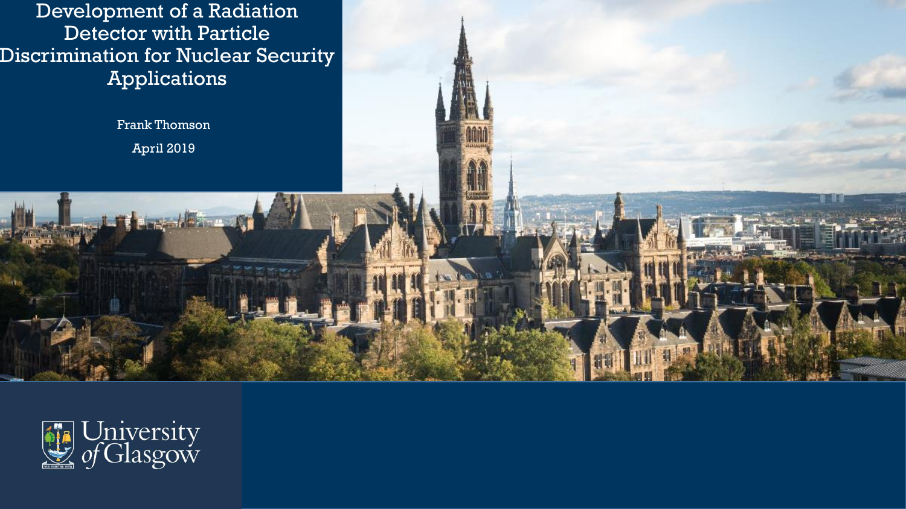# Development of a Radiation Detector with Particle Discrimination for Nuclear Security Applications

Frank Thomson

April 2019

University of Glasgow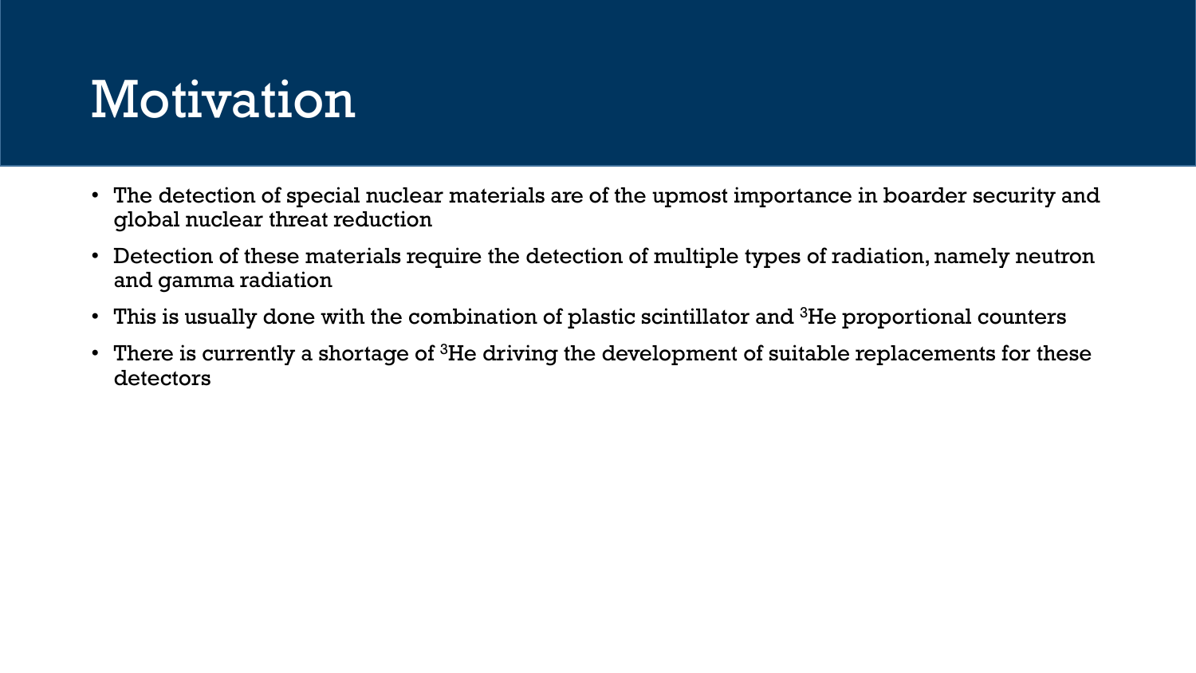# Motivation

- The detection of special nuclear materials are of the upmost importance in boarder security and global nuclear threat reduction
- Detection of these materials require the detection of multiple types of radiation, namely neutron and gamma radiation
- This is usually done with the combination of plastic scintillator and $^{3}$He proportional counters
- There is currently a shortage of $^{3}$He driving the development of suitable replacements for these detectors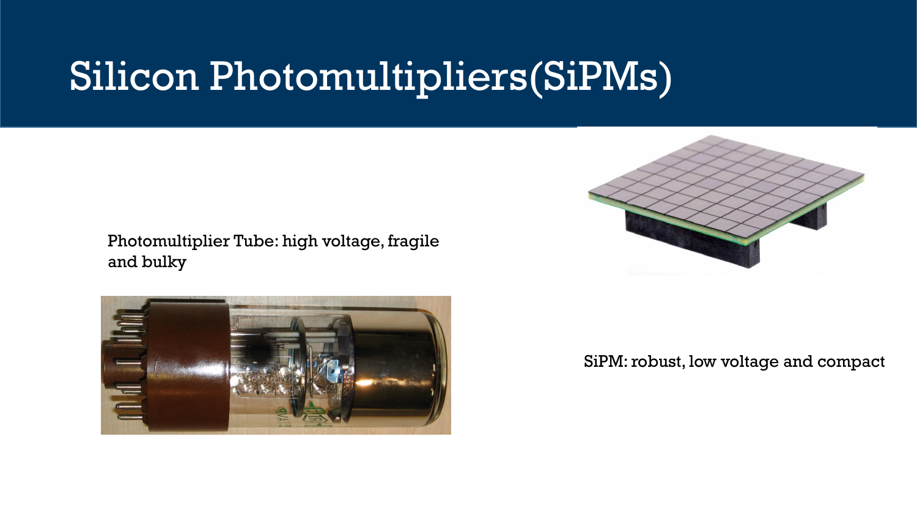# Silicon Photomultipliers(SiPMs)

Photomultiplier Tube: high voltage, fragile and bulky

SiPM: robust, low voltage and compact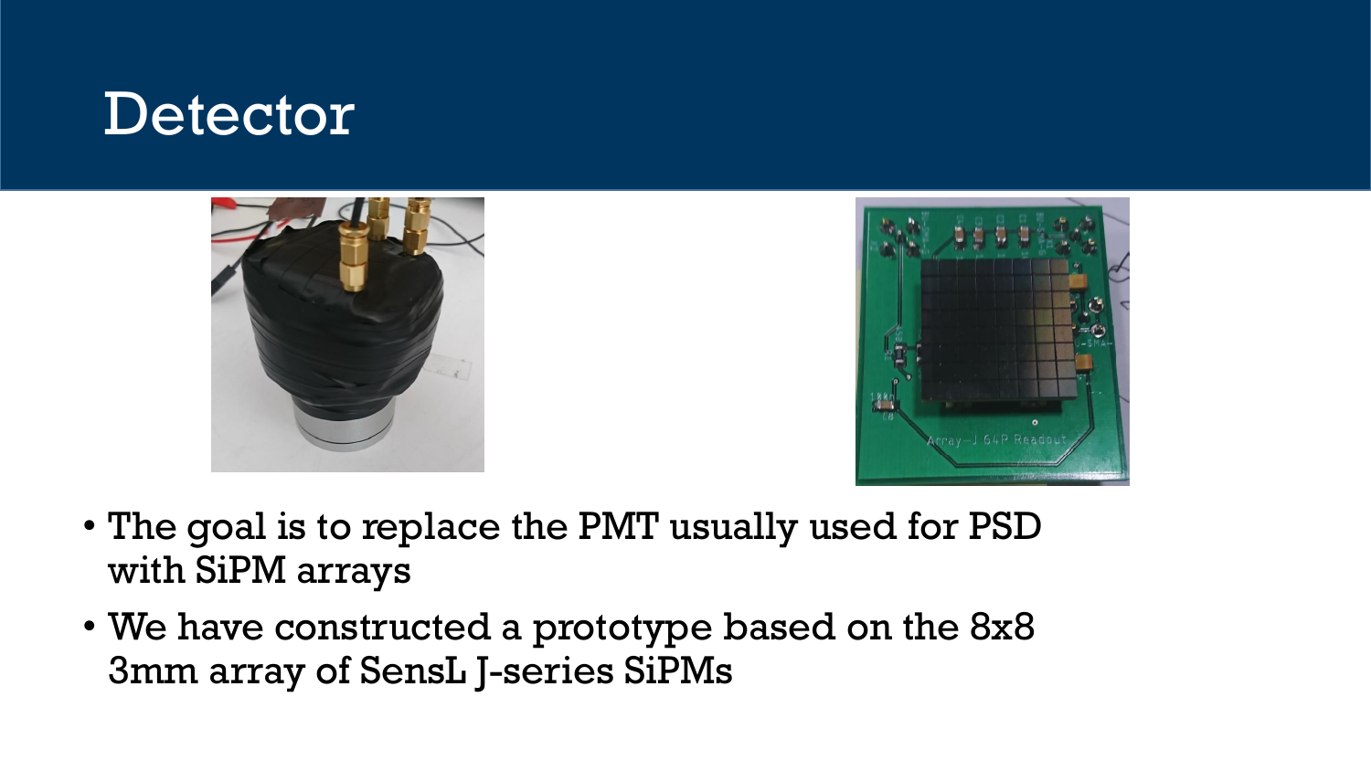# Detector

- The goal is to replace the PMT usually used for PSD with SiPM arrays
- We have constructed a prototype based on the 8x8 3mm array of SensL J-series SiPMs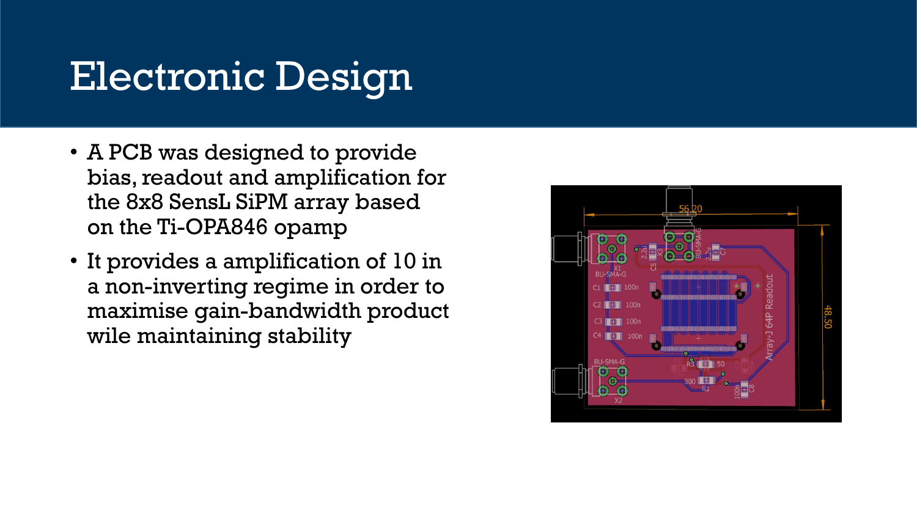# Electronic Design

- A PCB was designed to provide bias, readout and amplification for the 8x8 SensL SiPM array based on the Ti-OPA846 opamp
- It provides a amplification of 10 in a non-inverting regime in order to maximise gain-bandwidth product wile maintaining stability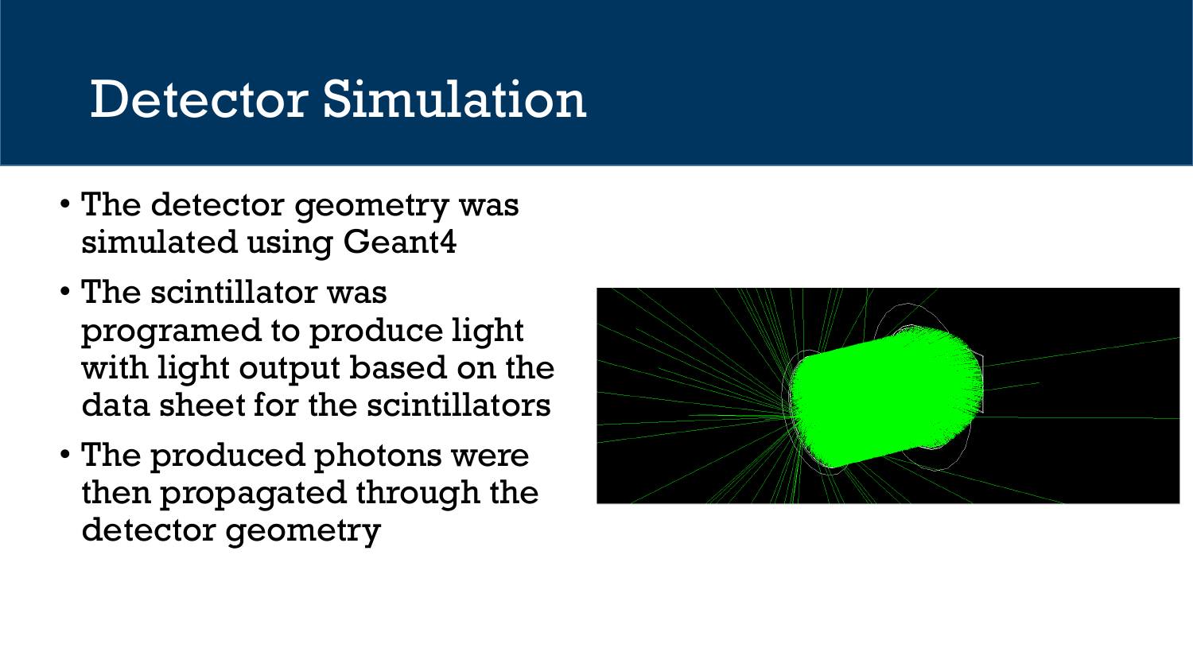# Detector Simulation

- The detector geometry was simulated using Geant4
- The scintillator was programed to produce light with light output based on the data sheet for the scintillators
- The produced photons were then propagated through the detector geometry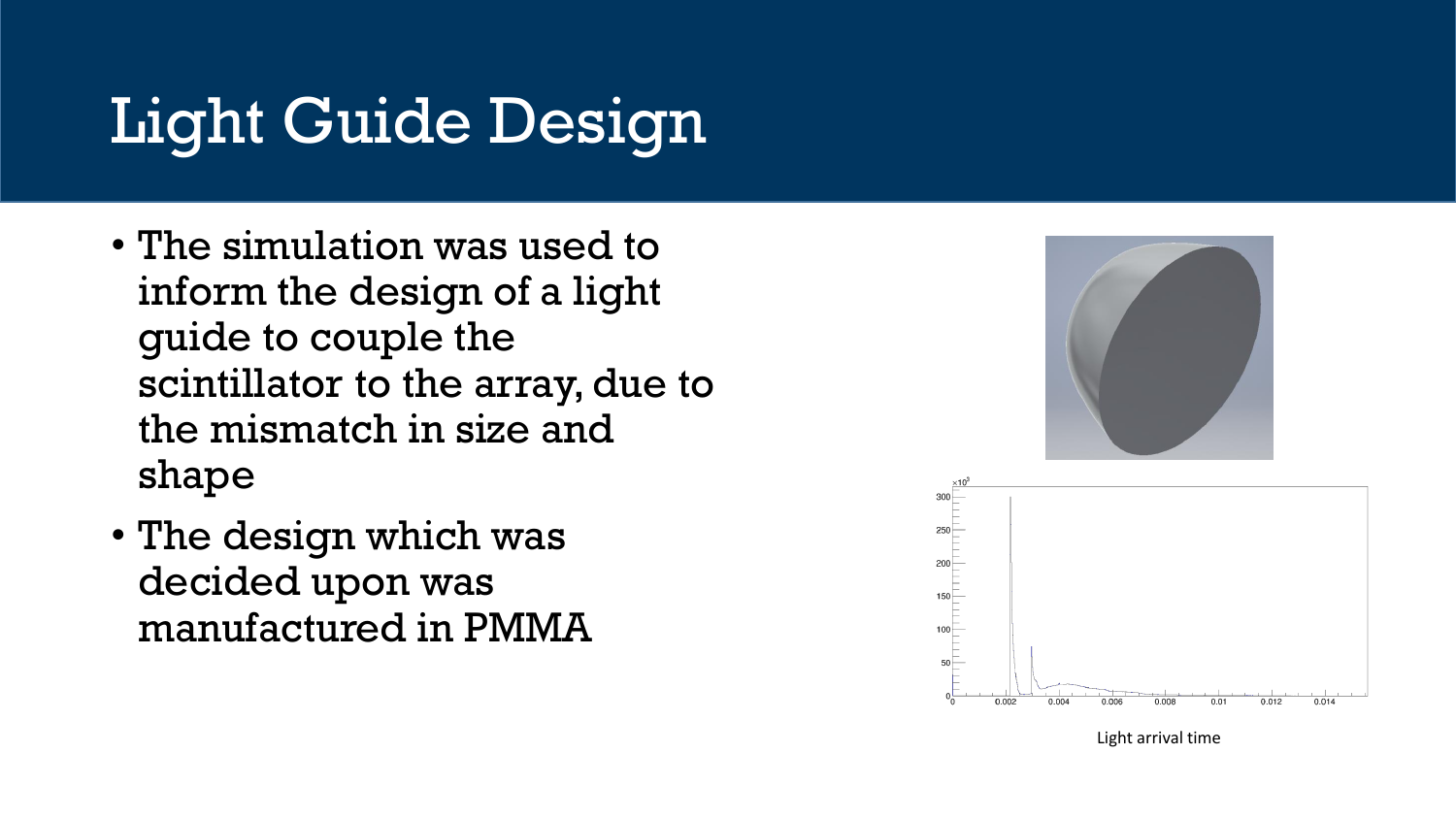# Light Guide Design

- The simulation was used to inform the design of a light guide to couple the scintillator to the array, due to the mismatch in size and shape
- The design which was decided upon was manufactured in PMMA

Light arrival time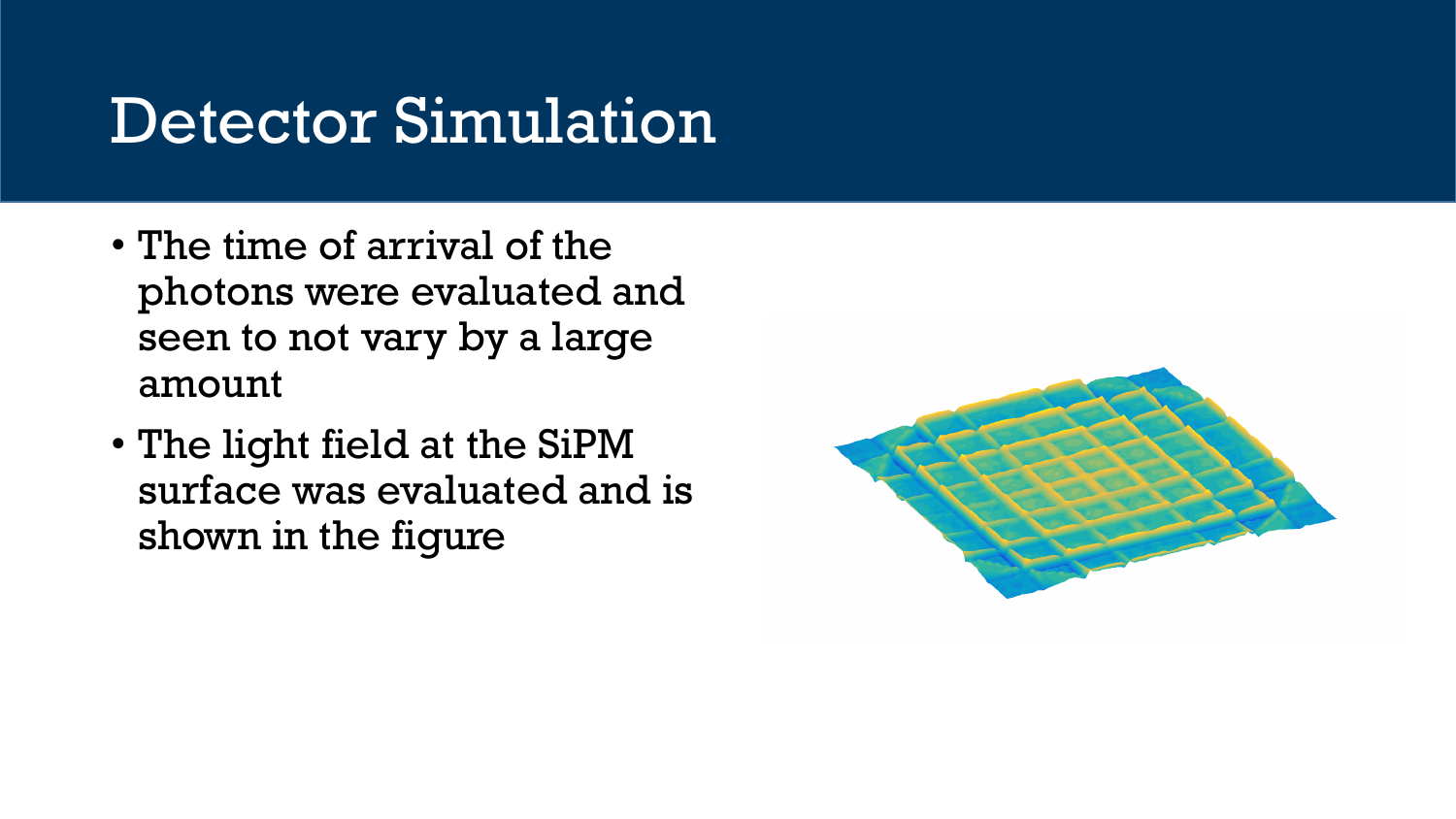# Detector Simulation

- The time of arrival of the photons were evaluated and seen to not vary by a large amount
- The light field at the SiPM surface was evaluated and is shown in the figure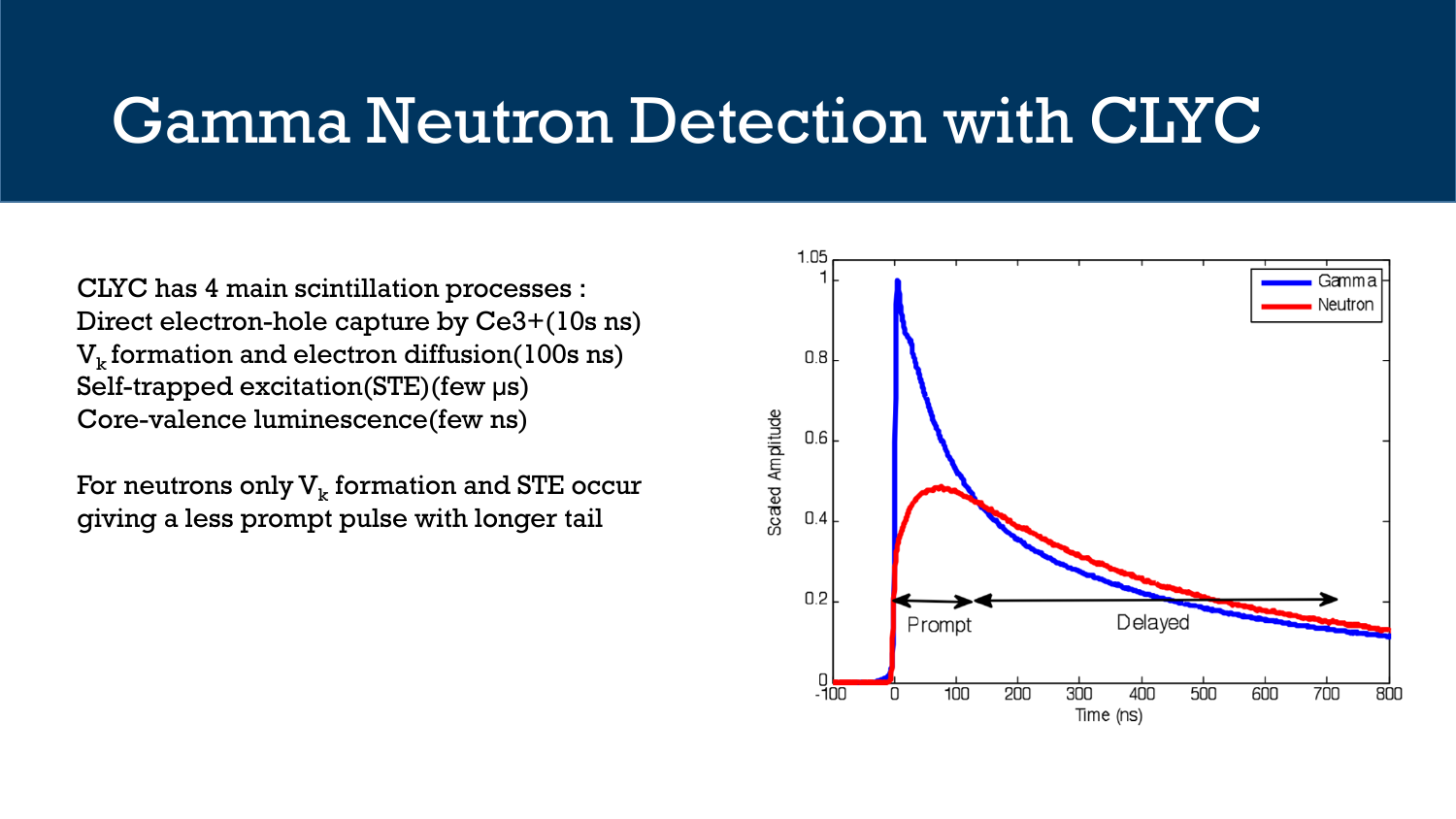# Gamma Neutron Detection with CLYC

CLYC has 4 main scintillation processes :
Direct electron-hole capture by $Ce^{3+}$(10s ns)
$V_k$ formation and electron diffusion(100s ns)
Self-trapped excitation(STE)(few μs)
Core-valence luminescence(few ns)

For neutrons only $V_k$ formation and STE occur giving a less prompt pulse with longer tail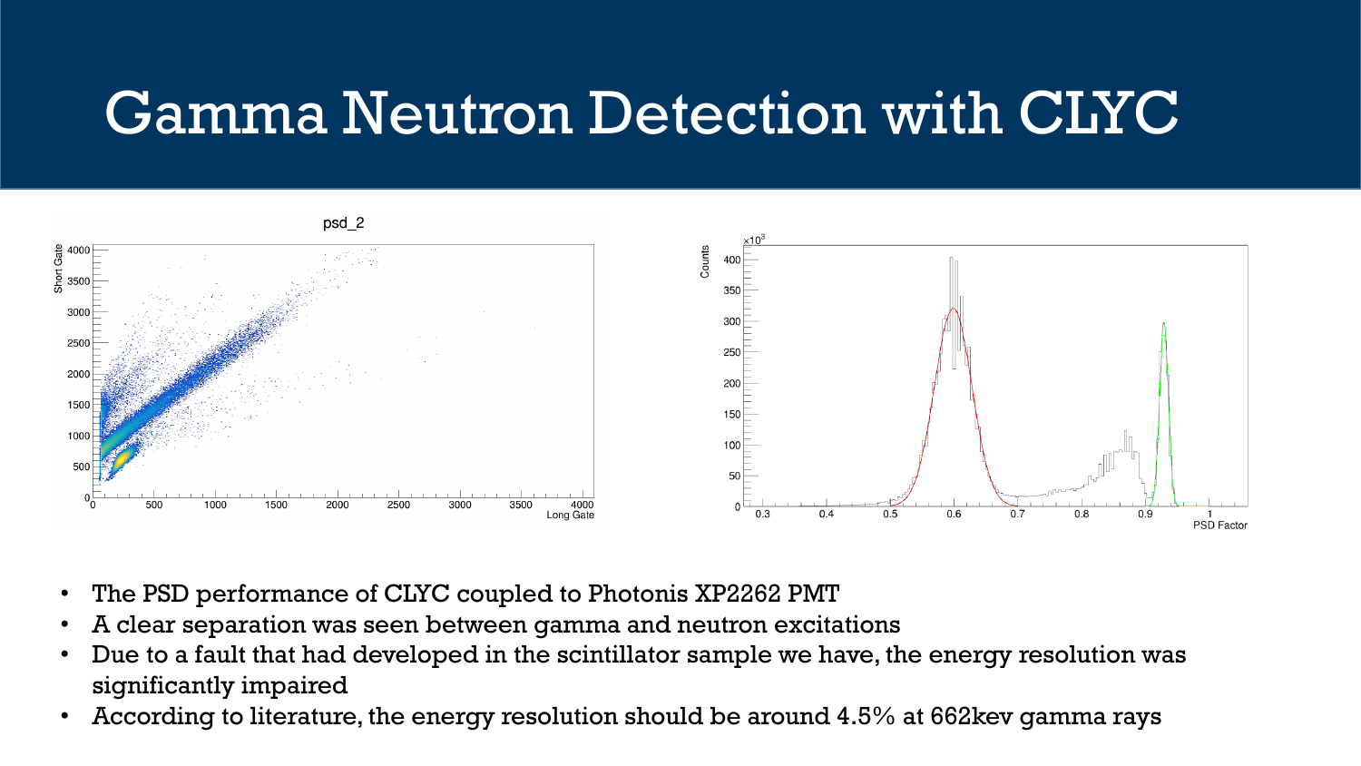# Gamma Neutron Detection with CLYC

- The PSD performance of CLYC coupled to Photonis XP2262 PMT
- A clear separation was seen between gamma and neutron excitations
- Due to a fault that had developed in the scintillator sample we have, the energy resolution was significantly impaired
- According to literature, the energy resolution should be around 4.5% at 662kev gamma rays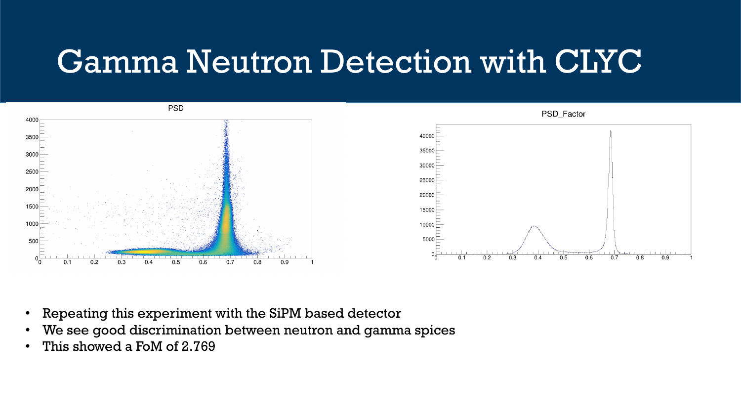# Gamma Neutron Detection with CLYC

- Repeating this experiment with the SiPM based detector
- We see good discrimination between neutron and gamma spices
- This showed a FoM of 2.769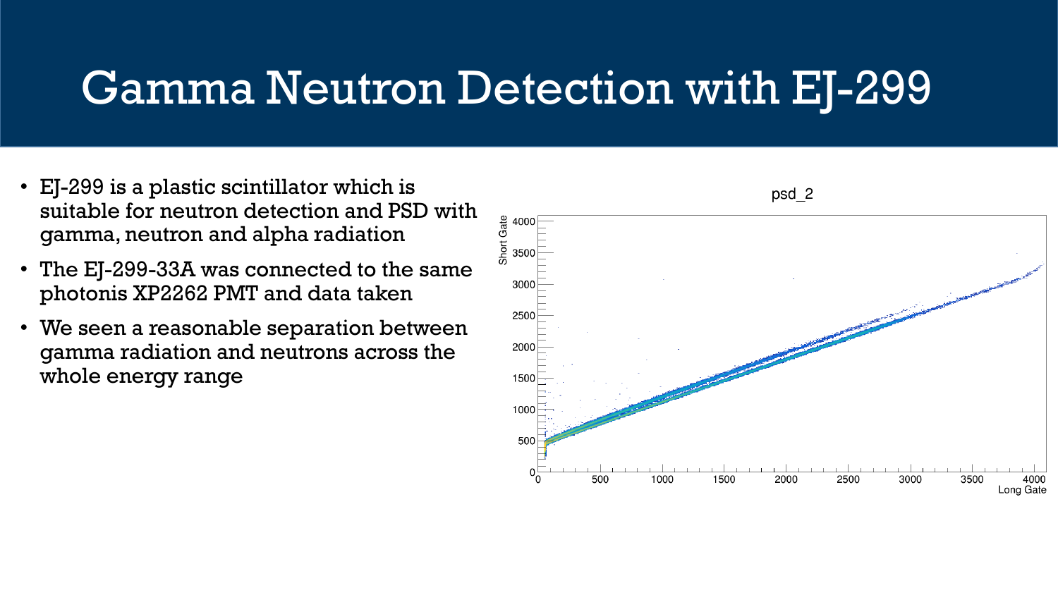# Gamma Neutron Detection with EJ-299

- EJ-299 is a plastic scintillator which is suitable for neutron detection and PSD with gamma, neutron and alpha radiation
- The EJ-299-33A was connected to the same photonis XP2262 PMT and data taken
- We seen a reasonable separation between gamma radiation and neutrons across the whole energy range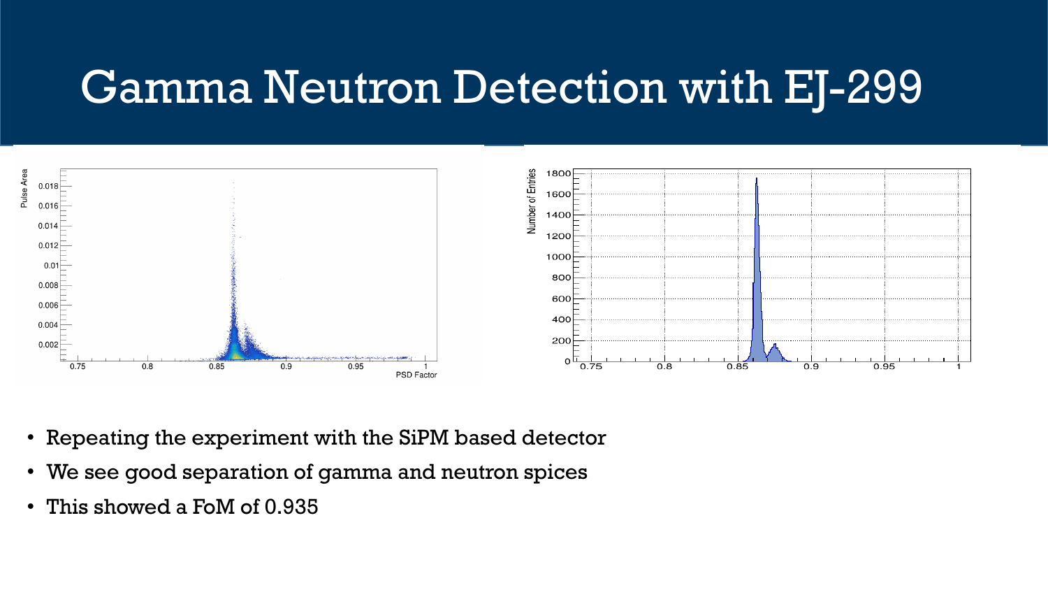# Gamma Neutron Detection with EJ-299

- Repeating the experiment with the SiPM based detector
- We see good separation of gamma and neutron spices
- This showed a FoM of 0.935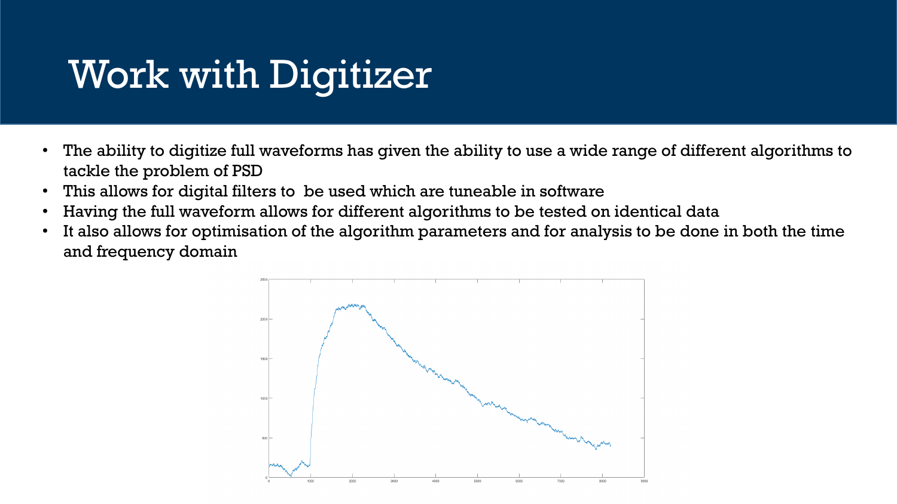# Work with Digitizer

- The ability to digitize full waveforms has given the ability to use a wide range of different algorithms to tackle the problem of PSD
- This allows for digital filters to be used which are tuneable in software
- Having the full waveform allows for different algorithms to be tested on identical data
- It also allows for optimisation of the algorithm parameters and for analysis to be done in both the time and frequency domain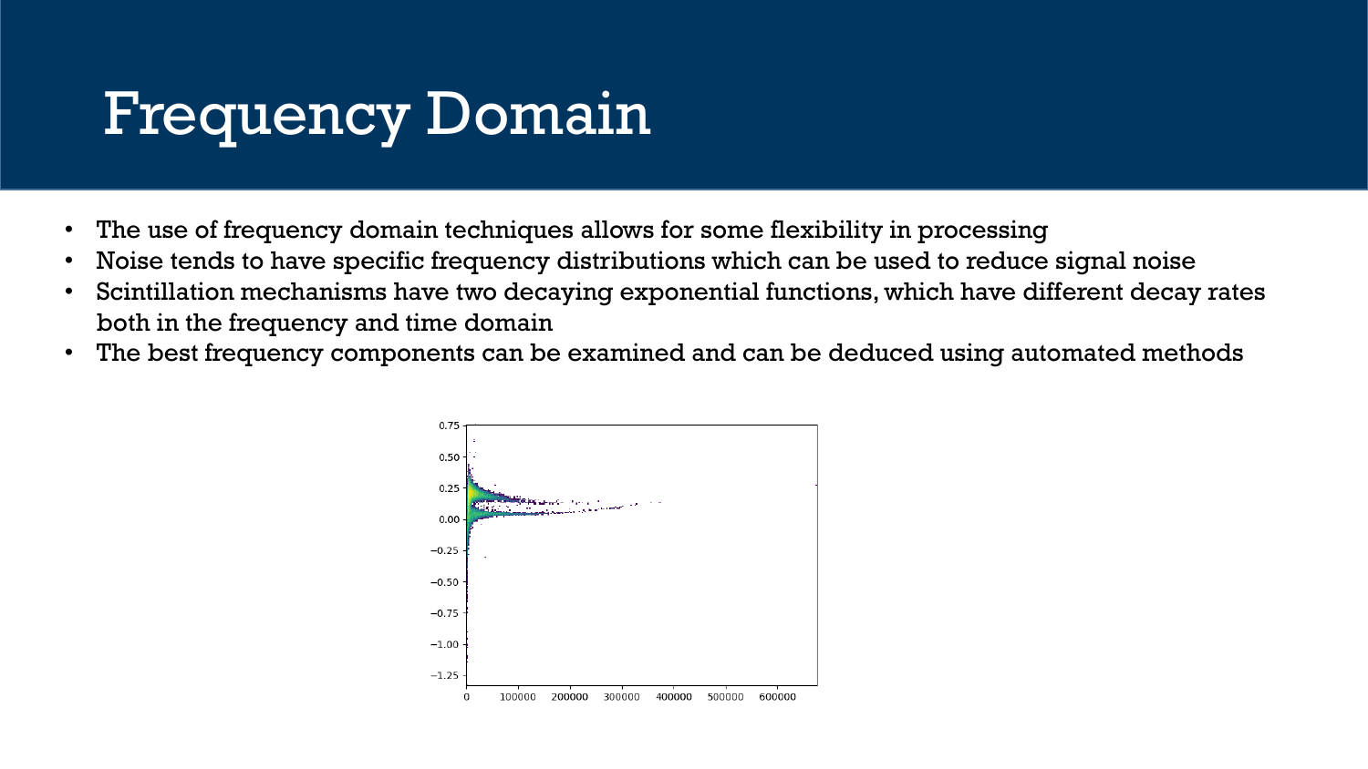# Frequency Domain

- The use of frequency domain techniques allows for some flexibility in processing
- Noise tends to have specific frequency distributions which can be used to reduce signal noise
- Scintillation mechanisms have two decaying exponential functions, which have different decay rates both in the frequency and time domain
- The best frequency components can be examined and can be deduced using automated methods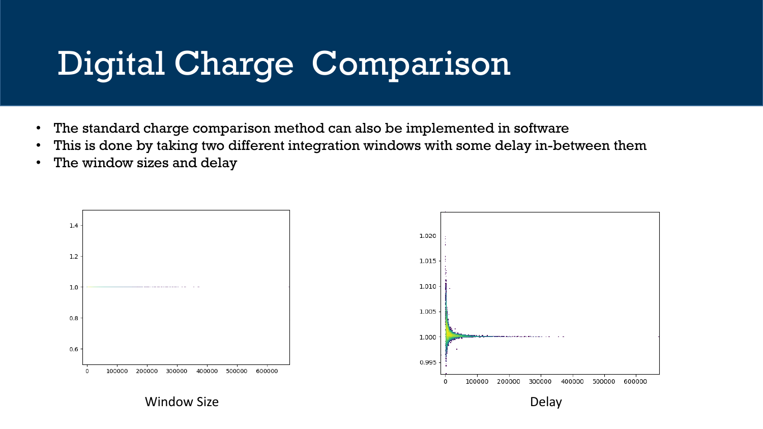# Digital Charge Comparison

- The standard charge comparison method can also be implemented in software
- This is done by taking two different integration windows with some delay in-between them
- The window sizes and delay

Window Size

Delay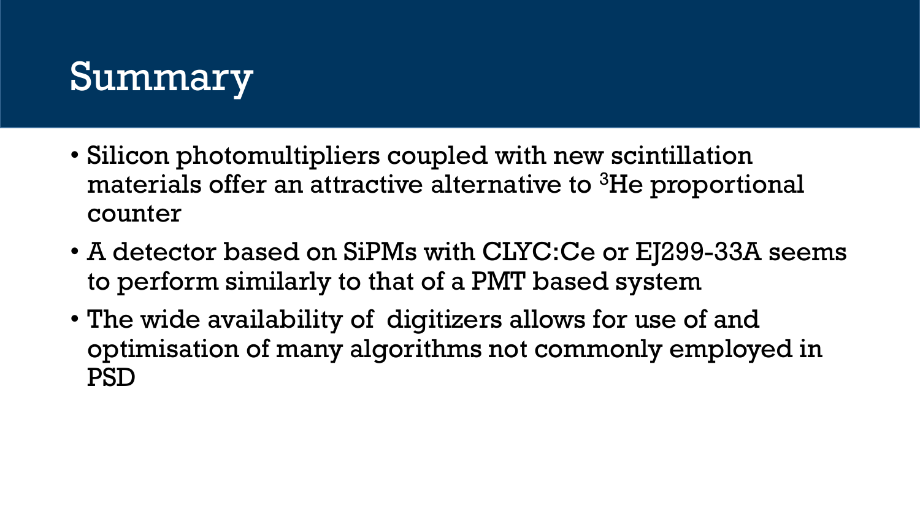# Summary

- Silicon photomultipliers coupled with new scintillation materials offer an attractive alternative to $^{3}He$ proportional counter
- A detector based on SiPMs with CLYC:Ce or EJ299-33A seems to perform similarly to that of a PMT based system
- The wide availability of  digitizers allows for use of and optimisation of many algorithms not commonly employed in PSD